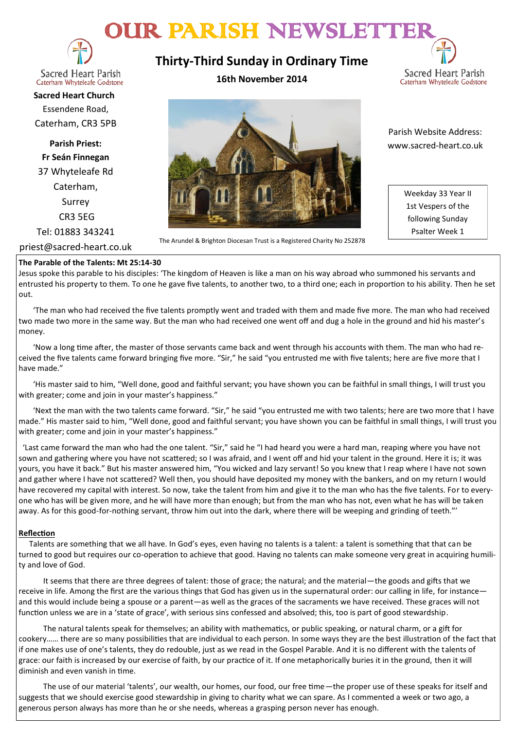# OUR PARISH NEWSLETTER

Sacred Heart Parish
Caterham Whyteleafe Godstone

## Thirty-Third Sunday in Ordinary Time

**16th November 2014**

**Sacred Heart Church**
Essendene Road,
Caterham, CR3 5PB

**Parish Priest:**
**Fr Seán Finnegan**
37 Whyteleafe Rd
Caterham,
Surrey
CR3 5EG
Tel: 01883 343241
priest@sacred-heart.co.uk

The Arundel & Brighton Diocesan Trust is a Registered Charity No 252878

Parish Website Address:
www.sacred-heart.co.uk

Weekday 33 Year II
1st Vespers of the following Sunday
Psalter Week 1

**The Parable of the Talents: Mt 25:14-30**

Jesus spoke this parable to his disciples: 'The kingdom of Heaven is like a man on his way abroad who summoned his servants and entrusted his property to them. To one he gave five talents, to another two, to a third one; each in proportion to his ability. Then he set out.

'The man who had received the five talents promptly went and traded with them and made five more. The man who had received two made two more in the same way. But the man who had received one went off and dug a hole in the ground and hid his master's money.

'Now a long time after, the master of those servants came back and went through his accounts with them. The man who had received the five talents came forward bringing five more. "Sir," he said "you entrusted me with five talents; here are five more that I have made."

'His master said to him, "Well done, good and faithful servant; you have shown you can be faithful in small things, I will trust you with greater; come and join in your master's happiness."

'Next the man with the two talents came forward. "Sir," he said "you entrusted me with two talents; here are two more that I have made." His master said to him, "Well done, good and faithful servant; you have shown you can be faithful in small things, I will trust you with greater; come and join in your master's happiness."

'Last came forward the man who had the one talent. "Sir," said he "I had heard you were a hard man, reaping where you have not sown and gathering where you have not scattered; so I was afraid, and I went off and hid your talent in the ground. Here it is; it was yours, you have it back." But his master answered him, "You wicked and lazy servant! So you knew that I reap where I have not sown and gather where I have not scattered? Well then, you should have deposited my money with the bankers, and on my return I would have recovered my capital with interest. So now, take the talent from him and give it to the man who has the five talents. For to everyone who has will be given more, and he will have more than enough; but from the man who has not, even what he has will be taken away. As for this good-for-nothing servant, throw him out into the dark, where there will be weeping and grinding of teeth."'

**Reflection**

Talents are something that we all have. In God's eyes, even having no talents is a talent: a talent is something that that can be turned to good but requires our co-operation to achieve that good. Having no talents can make someone very great in acquiring humility and love of God.

It seems that there are three degrees of talent: those of grace; the natural; and the material—the goods and gifts that we receive in life. Among the first are the various things that God has given us in the supernatural order: our calling in life, for instance—and this would include being a spouse or a parent—as well as the graces of the sacraments we have received. These graces will not function unless we are in a 'state of grace', with serious sins confessed and absolved; this, too is part of good stewardship.

The natural talents speak for themselves; an ability with mathematics, or public speaking, or natural charm, or a gift for cookery…… there are so many possibilities that are individual to each person. In some ways they are the best illustration of the fact that if one makes use of one's talents, they do redouble, just as we read in the Gospel Parable. And it is no different with the talents of grace: our faith is increased by our exercise of faith, by our practice of it. If one metaphorically buries it in the ground, then it will diminish and even vanish in time.

The use of our material 'talents', our wealth, our homes, our food, our free time—the proper use of these speaks for itself and suggests that we should exercise good stewardship in giving to charity what we can spare. As I commented a week or two ago, a generous person always has more than he or she needs, whereas a grasping person never has enough.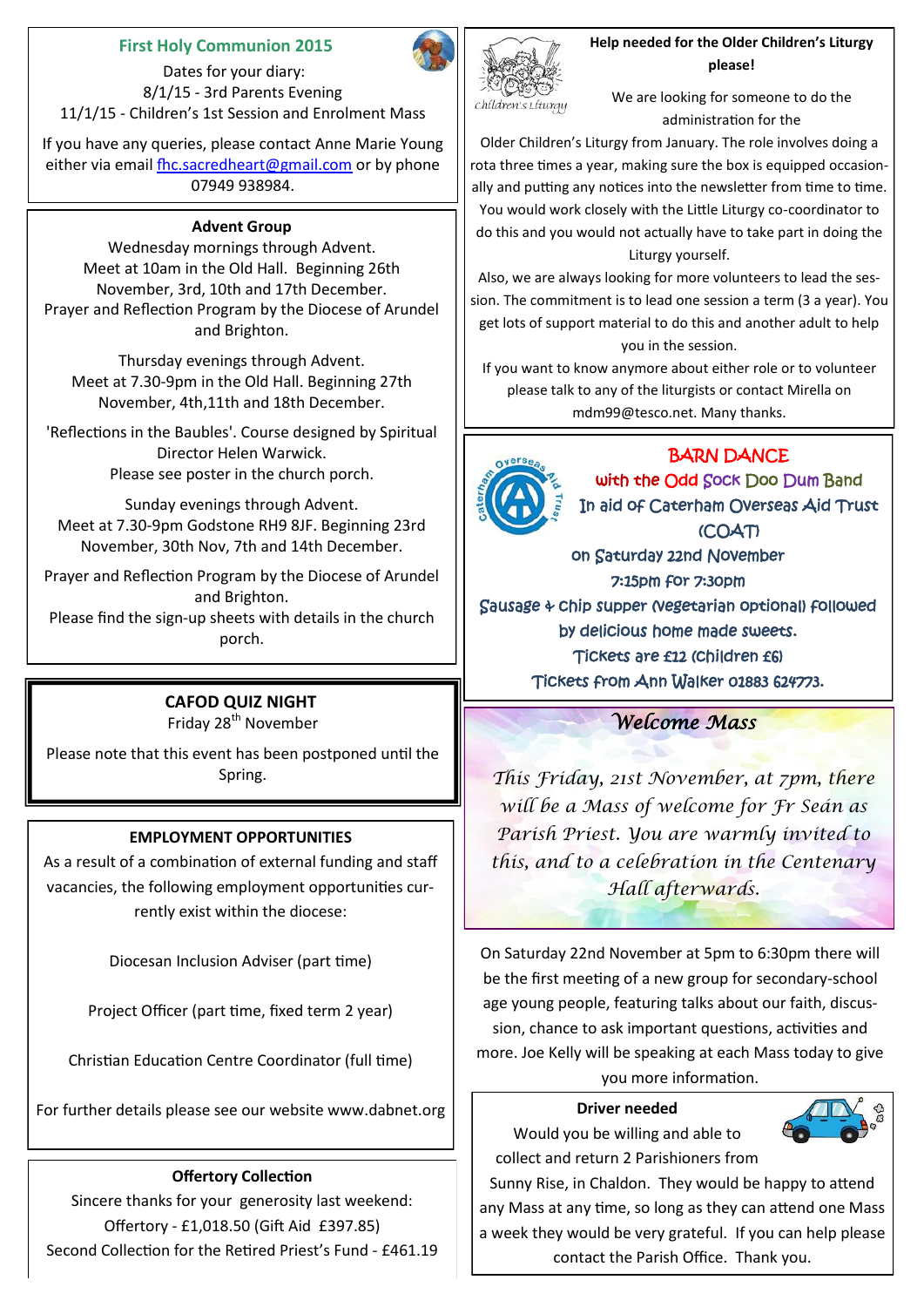## First Holy Communion 2015

Dates for your diary:
8/1/15 - 3rd Parents Evening
11/1/15 - Children's 1st Session and Enrolment Mass

If you have any queries, please contact Anne Marie Young either via email fhc.sacredheart@gmail.com or by phone 07949 938984.

### Advent Group

Wednesday mornings through Advent.
Meet at 10am in the Old Hall. Beginning 26th November, 3rd, 10th and 17th December.
Prayer and Reflection Program by the Diocese of Arundel and Brighton.

Thursday evenings through Advent.
Meet at 7.30-9pm in the Old Hall. Beginning 27th November, 4th,11th and 18th December.

'Reflections in the Baubles'. Course designed by Spiritual Director Helen Warwick.
Please see poster in the church porch.

Sunday evenings through Advent.
Meet at 7.30-9pm Godstone RH9 8JF. Beginning 23rd November, 30th Nov, 7th and 14th December.

Prayer and Reflection Program by the Diocese of Arundel and Brighton.
Please find the sign-up sheets with details in the church porch.

### CAFOD QUIZ NIGHT

Friday 28th November

Please note that this event has been postponed until the Spring.

### EMPLOYMENT OPPORTUNITIES

As a result of a combination of external funding and staff vacancies, the following employment opportunities currently exist within the diocese:

Diocesan Inclusion Adviser (part time)

Project Officer (part time, fixed term 2 year)

Christian Education Centre Coordinator (full time)

For further details please see our website www.dabnet.org

### Offertory Collection

Sincere thanks for your generosity last weekend:
Offertory - £1,018.50 (Gift Aid £397.85)
Second Collection for the Retired Priest's Fund - £461.19

### Help needed for the Older Children's Liturgy please!

We are looking for someone to do the administration for the Older Children's Liturgy from January. The role involves doing a rota three times a year, making sure the box is equipped occasionally and putting any notices into the newsletter from time to time. You would work closely with the Little Liturgy co-coordinator to do this and you would not actually have to take part in doing the Liturgy yourself.

Also, we are always looking for more volunteers to lead the session. The commitment is to lead one session a term (3 a year). You get lots of support material to do this and another adult to help you in the session.

If you want to know anymore about either role or to volunteer please talk to any of the liturgists or contact Mirella on mdm99@tesco.net. Many thanks.

### BARN DANCE

with the Odd Sock Doo Dum Band
In aid of Caterham Overseas Aid Trust (COAT)
on Saturday 22nd November
7:15pm for 7:30pm
Sausage & chip supper (vegetarian optional) followed by delicious home made sweets.
Tickets are £12 (children £6)
Tickets from Ann Walker 01883 624773.

### *Welcome Mass*

*This Friday, 21st November, at 7pm, there will be a Mass of welcome for Fr Seán as Parish Priest. You are warmly invited to this, and to a celebration in the Centenary Hall afterwards.*

On Saturday 22nd November at 5pm to 6:30pm there will be the first meeting of a new group for secondary-school age young people, featuring talks about our faith, discussion, chance to ask important questions, activities and more. Joe Kelly will be speaking at each Mass today to give you more information.

### Driver needed

Would you be willing and able to collect and return 2 Parishioners from Sunny Rise, in Chaldon. They would be happy to attend any Mass at any time, so long as they can attend one Mass a week they would be very grateful. If you can help please contact the Parish Office. Thank you.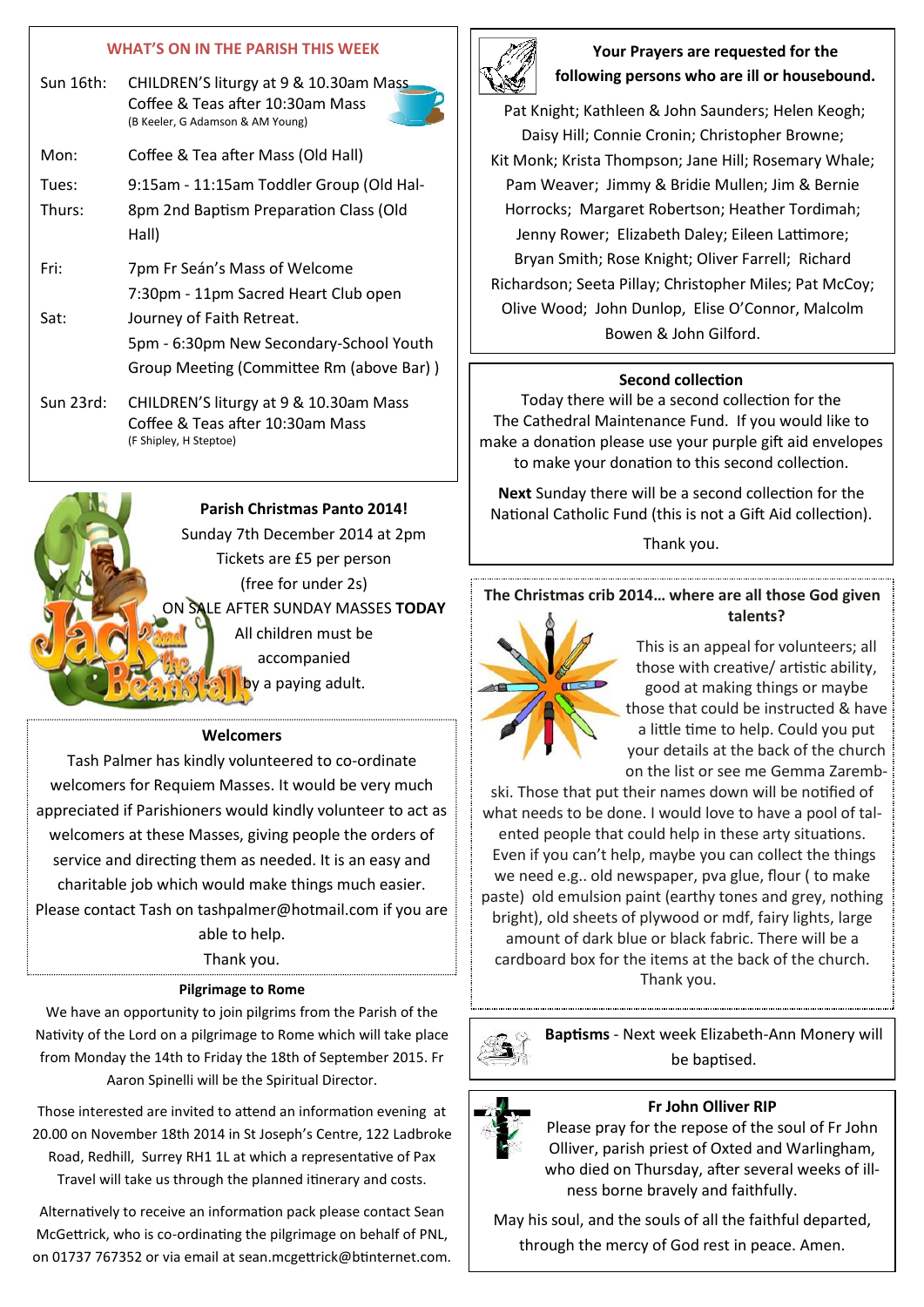## WHAT'S ON IN THE PARISH THIS WEEK

| | |
|---|---|
| Sun 16th: | CHILDREN'S liturgy at 9 & 10.30am Mass<br>Coffee & Teas after 10:30am Mass<br>(B Keeler, G Adamson & AM Young) |
| Mon: | Coffee & Tea after Mass (Old Hall) |
| Tues: | 9:15am - 11:15am Toddler Group (Old Hal- |
| Thurs: | 8pm 2nd Baptism Preparation Class (Old Hall) |
| Fri: | 7pm Fr Seán's Mass of Welcome<br>7:30pm - 11pm Sacred Heart Club open |
| Sat: | Journey of Faith Retreat.<br>5pm - 6:30pm New Secondary-School Youth Group Meeting (Committee Rm (above Bar) ) |
| Sun 23rd: | CHILDREN'S liturgy at 9 & 10.30am Mass<br>Coffee & Teas after 10:30am Mass<br>(F Shipley, H Steptoe) |

### Parish Christmas Panto 2014!

Sunday 7th December 2014 at 2pm
Tickets are £5 per person
(free for under 2s)
ON SALE AFTER SUNDAY MASSES **TODAY**
All children must be accompanied by a paying adult.

### Welcomes

Tash Palmer has kindly volunteered to co-ordinate welcomers for Requiem Masses. It would be very much appreciated if Parishioners would kindly volunteer to act as welcomers at these Masses, giving people the orders of service and directing them as needed. It is an easy and charitable job which would make things much easier. Please contact Tash on tashpalmer@hotmail.com if you are able to help.

Thank you.

### Pilgrimage to Rome

We have an opportunity to join pilgrims from the Parish of the Nativity of the Lord on a pilgrimage to Rome which will take place from Monday the 14th to Friday the 18th of September 2015. Fr Aaron Spinelli will be the Spiritual Director.

Those interested are invited to attend an information evening at 20.00 on November 18th 2014 in St Joseph's Centre, 122 Ladbroke Road, Redhill, Surrey RH1 1L at which a representative of Pax Travel will take us through the planned itinerary and costs.

Alternatively to receive an information pack please contact Sean McGettrick, who is co-ordinating the pilgrimage on behalf of PNL, on 01737 767352 or via email at sean.mcgettrick@btinternet.com.

### Your Prayers are requested for the following persons who are ill or housebound.

Pat Knight; Kathleen & John Saunders; Helen Keogh; Daisy Hill; Connie Cronin; Christopher Browne; Kit Monk; Krista Thompson; Jane Hill; Rosemary Whale; Pam Weaver; Jimmy & Bridie Mullen; Jim & Bernie Horrocks; Margaret Robertson; Heather Tordimah; Jenny Rower; Elizabeth Daley; Eileen Lattimore; Bryan Smith; Rose Knight; Oliver Farrell; Richard Richardson; Seeta Pillay; Christopher Miles; Pat McCoy; Olive Wood; John Dunlop, Elise O'Connor, Malcolm Bowen & John Gilford.

### Second collection

Today there will be a second collection for the The Cathedral Maintenance Fund. If you would like to make a donation please use your purple gift aid envelopes to make your donation to this second collection.

**Next** Sunday there will be a second collection for the National Catholic Fund (this is not a Gift Aid collection).

Thank you.

### The Christmas crib 2014... where are all those God given talents?

This is an appeal for volunteers; all those with creative/ artistic ability, good at making things or maybe those that could be instructed & have a little time to help. Could you put your details at the back of the church on the list or see me Gemma Zarembski. Those that put their names down will be notified of what needs to be done. I would love to have a pool of talented people that could help in these early situations. Even if you can't help, maybe you can collect the things we need e.g.. old newspaper, pva glue, flour ( to make paste) old emulsion paint (earthy tones and grey, nothing bright), old sheets of plywood or mdf, fairy lights, large amount of dark blue or black fabric. There will be a cardboard box for the items at the back of the church.

Thank you.

**Baptisms** - Next week Elizabeth-Ann Monery will be baptised.

### Fr John Olliver RIP

Please pray for the repose of the soul of Fr John Olliver, parish priest of Oxted and Warlingham, who died on Thursday, after several weeks of illness borne bravely and faithfully.

May his soul, and the souls of all the faithful departed, through the mercy of God rest in peace. Amen.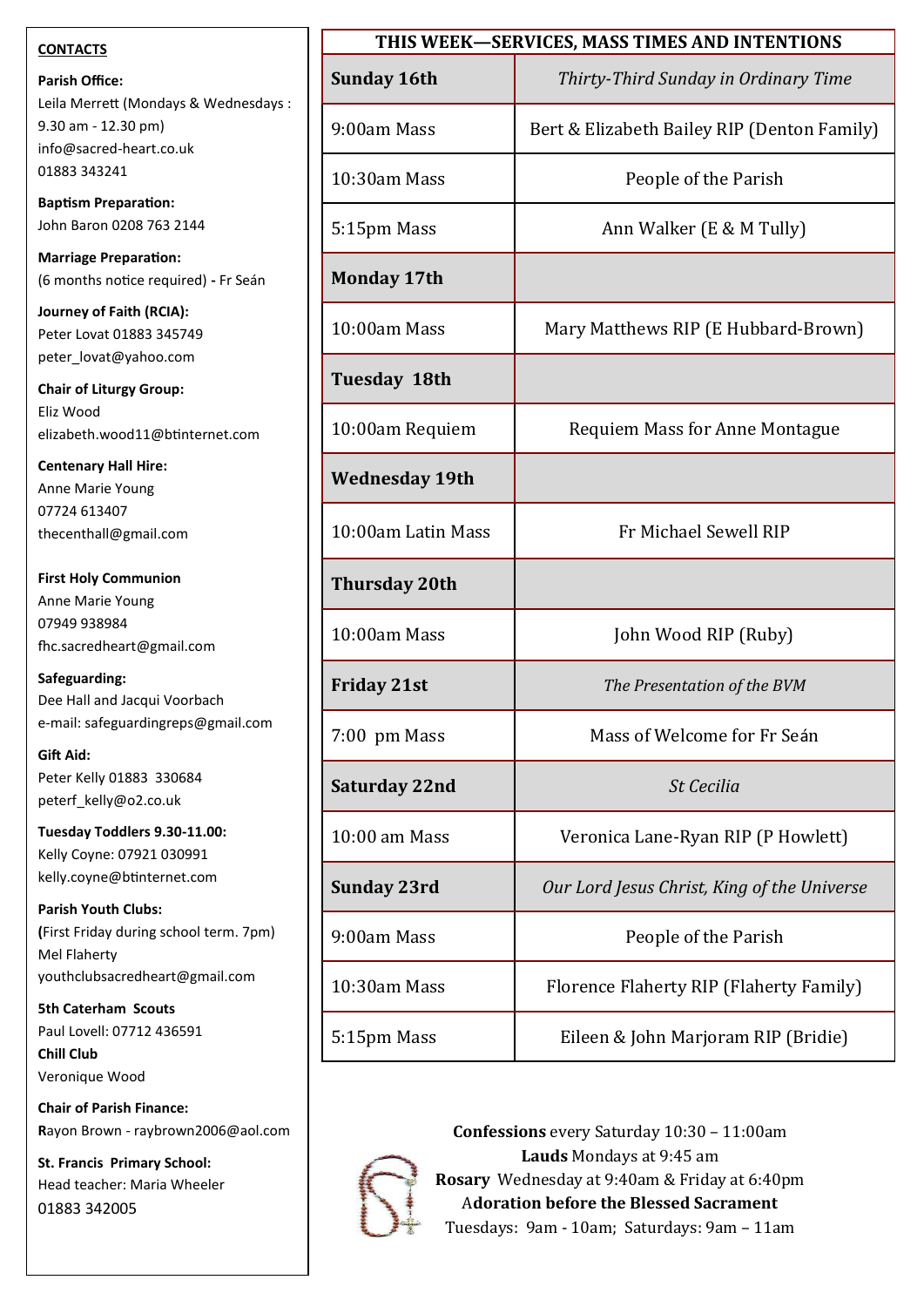**CONTACTS**

**Parish Office:**
Leila Merrett (Mondays & Wednesdays : 9.30 am - 12.30 pm)
info@sacred-heart.co.uk
01883 343241

**Baptism Preparation:**
John Baron 0208 763 2144

**Marriage Preparation:**
(6 months notice required) **-** Fr Seán

**Journey of Faith (RCIA):**
Peter Lovat 01883 345749
peter_lovat@yahoo.com

**Chair of Liturgy Group:**
Eliz Wood
elizabeth.wood11@btinternet.com

**Centenary Hall Hire:**
Anne Marie Young
07724 613407
thecenthall@gmail.com

**First Holy Communion**
Anne Marie Young
07949 938984
fhc.sacredheart@gmail.com

**Safeguarding:**
Dee Hall and Jacqui Voorbach
e-mail: safeguardingreps@gmail.com

**Gift Aid:**
Peter Kelly 01883 330684
peterf_kelly@o2.co.uk

**Tuesday Toddlers 9.30-11.00:**
Kelly Coyne: 07921 030991
kelly.coyne@btinternet.com

**Parish Youth Clubs:**
**(**First Friday during school term. 7pm)
Mel Flaherty
youthclubsacredheart@gmail.com

**5th Caterham Scouts**
Paul Lovell: 07712 436591
**Chill Club**
Veronique Wood

**Chair of Parish Finance:**
**R**ayon Brown - raybrown2006@aol.com

**St. Francis Primary School:**
Head teacher: Maria Wheeler
01883 342005

**THIS WEEK—SERVICES, MASS TIMES AND INTENTIONS**

| | |
|---|---|
| **Sunday 16th** | *Thirty-Third Sunday in Ordinary Time* |
| 9:00am Mass | Bert & Elizabeth Bailey RIP (Denton Family) |
| 10:30am Mass | People of the Parish |
| 5:15pm Mass | Ann Walker (E & M Tully) |
| **Monday 17th** | |
| 10:00am Mass | Mary Matthews RIP (E Hubbard-Brown) |
| **Tuesday 18th** | |
| 10:00am Requiem | Requiem Mass for Anne Montague |
| **Wednesday 19th** | |
| 10:00am Latin Mass | Fr Michael Sewell RIP |
| **Thursday 20th** | |
| 10:00am Mass | John Wood RIP (Ruby) |
| **Friday 21st** | *The Presentation of the BVM* |
| 7:00 pm Mass | Mass of Welcome for Fr Seán |
| **Saturday 22nd** | *St Cecilia* |
| 10:00 am Mass | Veronica Lane-Ryan RIP (P Howlett) |
| **Sunday 23rd** | *Our Lord Jesus Christ, King of the Universe* |
| 9:00am Mass | People of the Parish |
| 10:30am Mass | Florence Flaherty RIP (Flaherty Family) |
| 5:15pm Mass | Eileen & John Marjoram RIP (Bridie) |

**Confessions** every Saturday 10:30 – 11:00am
**Lauds** Mondays at 9:45 am
**Rosary** Wednesday at 9:40am & Friday at 6:40pm
**Adoration before the Blessed Sacrament**
Tuesdays: 9am - 10am; Saturdays: 9am – 11am